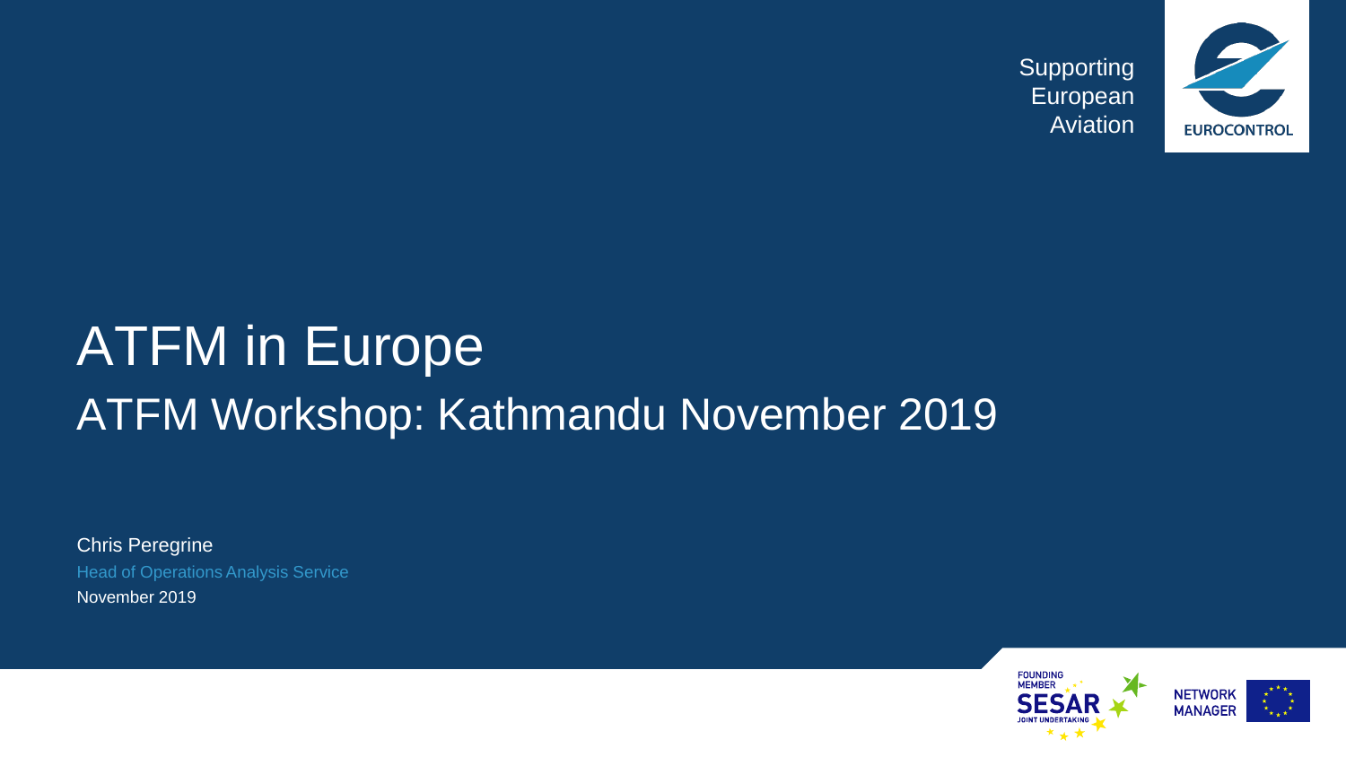Supporting European Aviation

EUROCONTROL

# ATFM in Europe

## ATFM Workshop: Kathmandu November 2019

Chris Peregrine

Head of Operations Analysis Service

November 2019

FOUNDING MEMBER SESAR JOINT UNDERTAKING

NETWORK MANAGER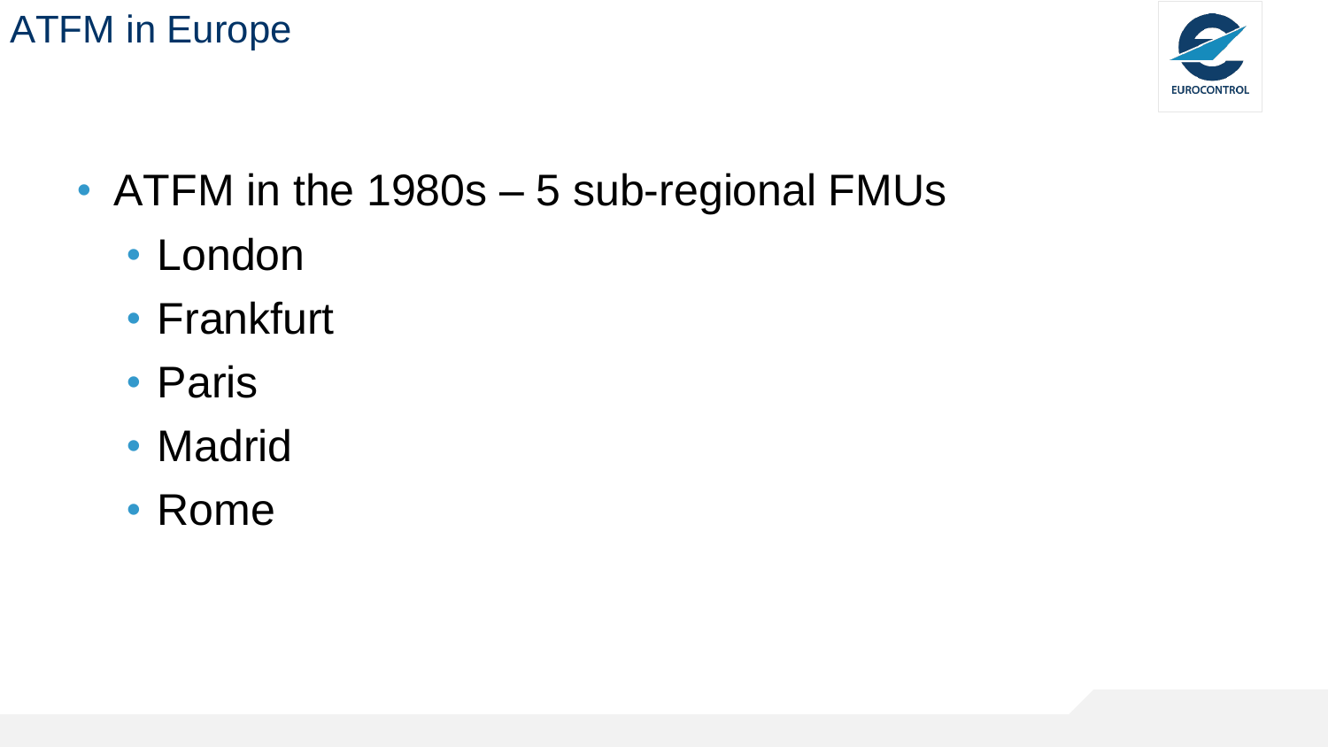# ATFM in Europe

- ATFM in the 1980s – 5 sub-regional FMUs
  - London
  - Frankfurt
  - Paris
  - Madrid
  - Rome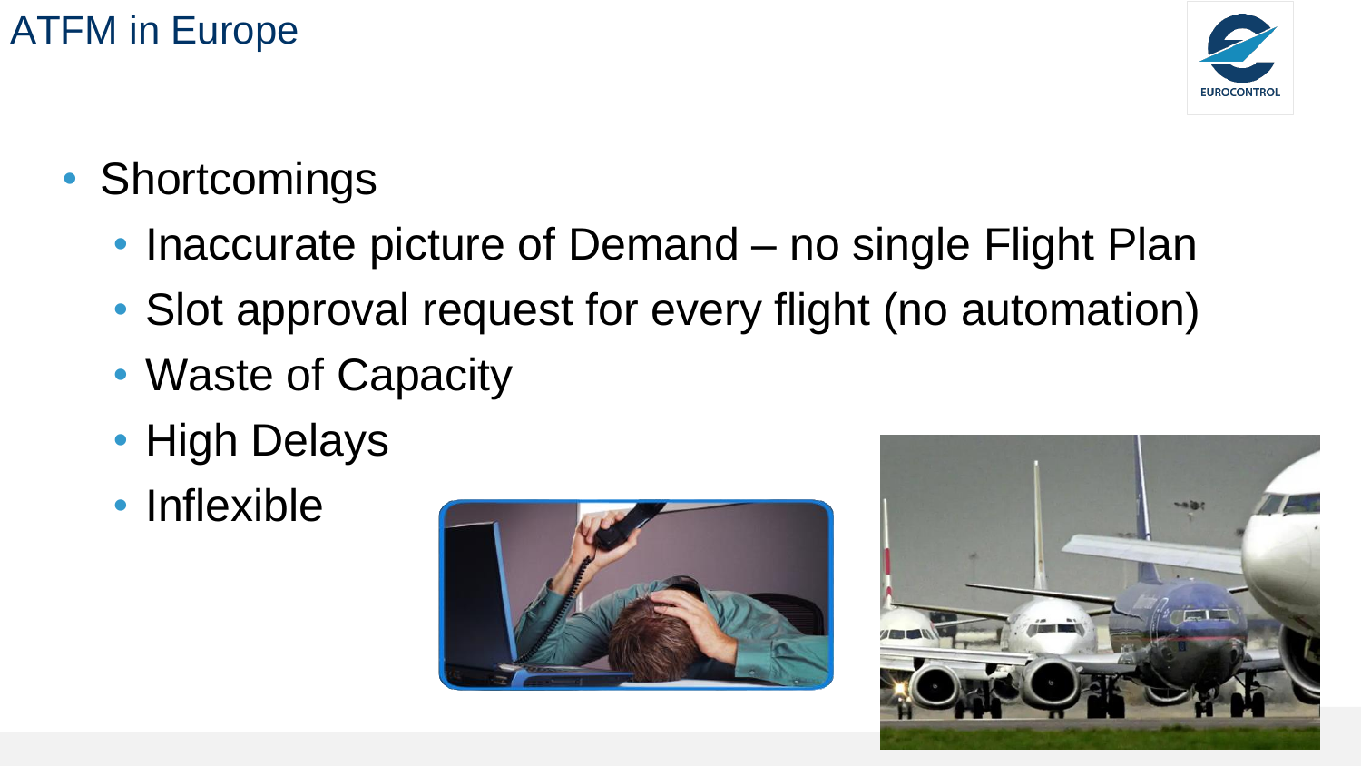# ATFM in Europe

- Shortcomings
  - Inaccurate picture of Demand – no single Flight Plan
  - Slot approval request for every flight (no automation)
  - Waste of Capacity
  - High Delays
  - Inflexible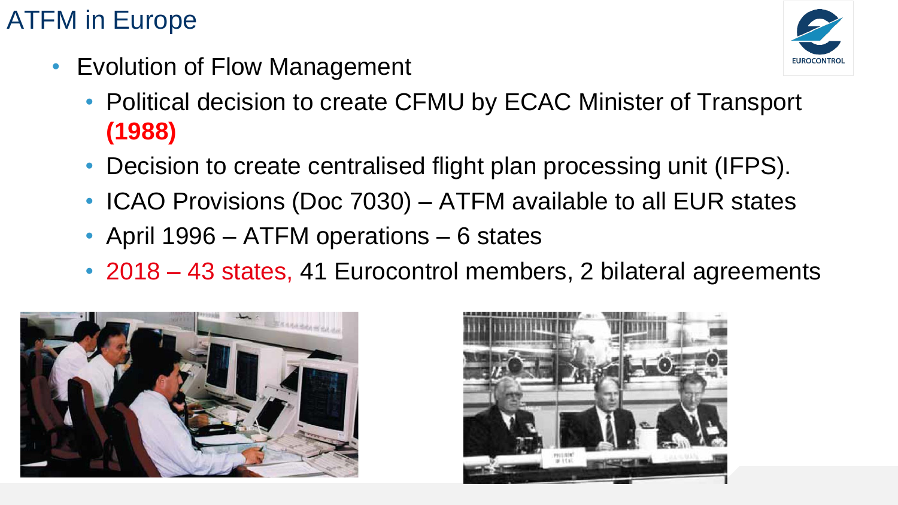# ATFM in Europe

- Evolution of Flow Management
  - Political decision to create CFMU by ECAC Minister of Transport **(1988)**
  - Decision to create centralised flight plan processing unit (IFPS).
  - ICAO Provisions (Doc 7030) – ATFM available to all EUR states
  - April 1996 – ATFM operations – 6 states
  - 2018 – 43 states, 41 Eurocontrol members, 2 bilateral agreements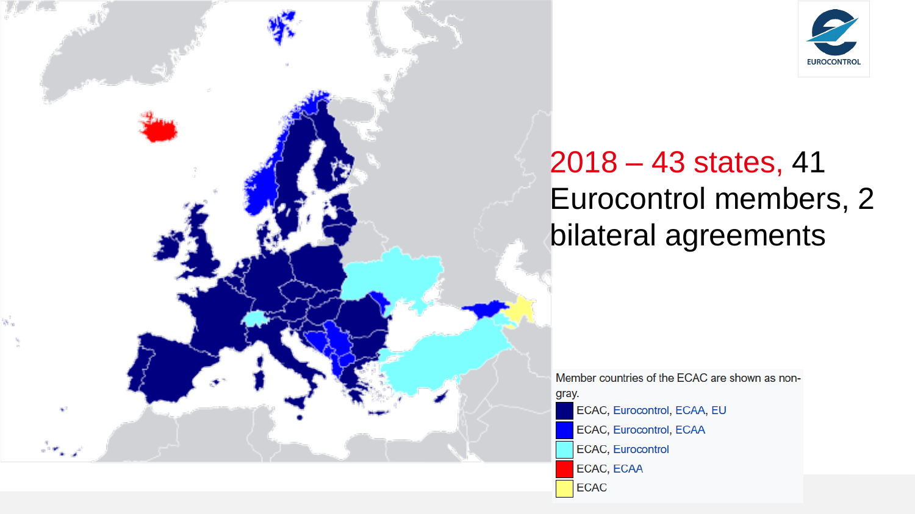2018 – 43 states, 41 Eurocontrol members, 2 bilateral agreements

Member countries of the ECAC are shown as non-gray.

- ECAC, Eurocontrol, ECAA, EU
- ECAC, Eurocontrol, ECAA
- ECAC, Eurocontrol
- ECAC, ECAA
- ECAC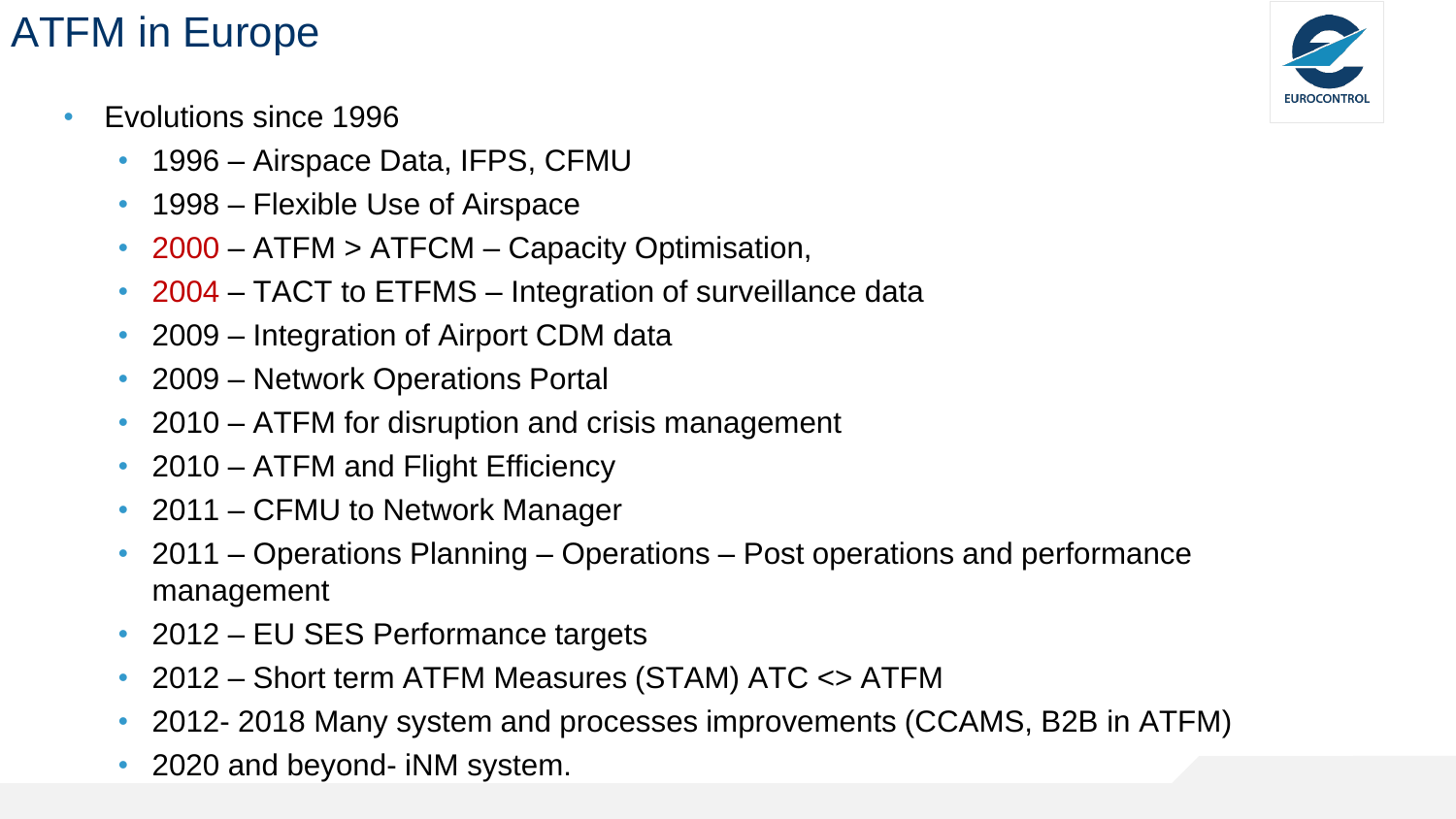# ATFM in Europe

- Evolutions since 1996
  - 1996 – Airspace Data, IFPS, CFMU
  - 1998 – Flexible Use of Airspace
  - 2000 – ATFM > ATFCM – Capacity Optimisation,
  - 2004 – TACT to ETFMS – Integration of surveillance data
  - 2009 – Integration of Airport CDM data
  - 2009 – Network Operations Portal
  - 2010 – ATFM for disruption and crisis management
  - 2010 – ATFM and Flight Efficiency
  - 2011 – CFMU to Network Manager
  - 2011 – Operations Planning – Operations – Post operations and performance management
  - 2012 – EU SES Performance targets
  - 2012 – Short term ATFM Measures (STAM) ATC <> ATFM
  - 2012- 2018 Many system and processes improvements (CCAMS, B2B in ATFM)
  - 2020 and beyond- iNM system.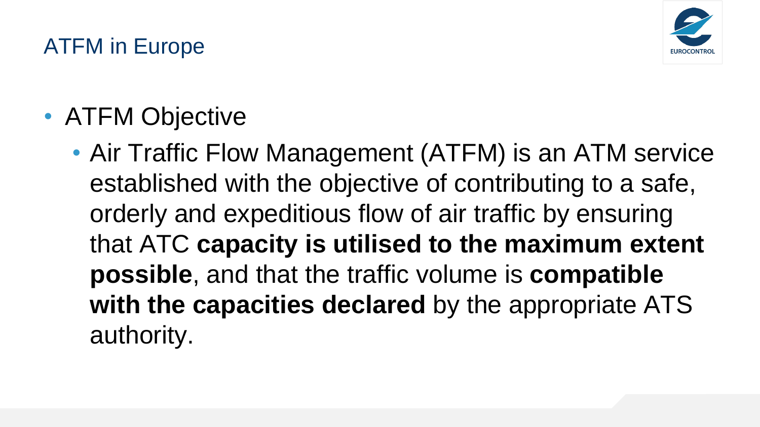# ATFM in Europe

- ATFM Objective
  - Air Traffic Flow Management (ATFM) is an ATM service established with the objective of contributing to a safe, orderly and expeditious flow of air traffic by ensuring that ATC **capacity is utilised to the maximum extent possible**, and that the traffic volume is **compatible with the capacities declared** by the appropriate ATS authority.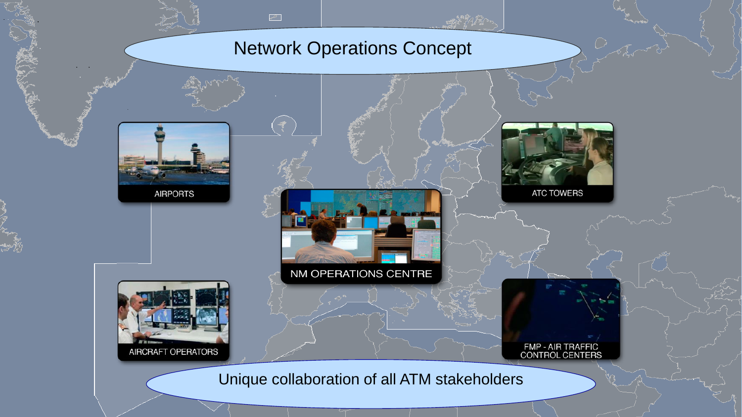# Network Operations Concept

AIRPORTS

ATC TOWERS

NM OPERATIONS CENTRE

AIRCRAFT OPERATORS

FMP - AIR TRAFFIC CONTROL CENTERS

Unique collaboration of all ATM stakeholders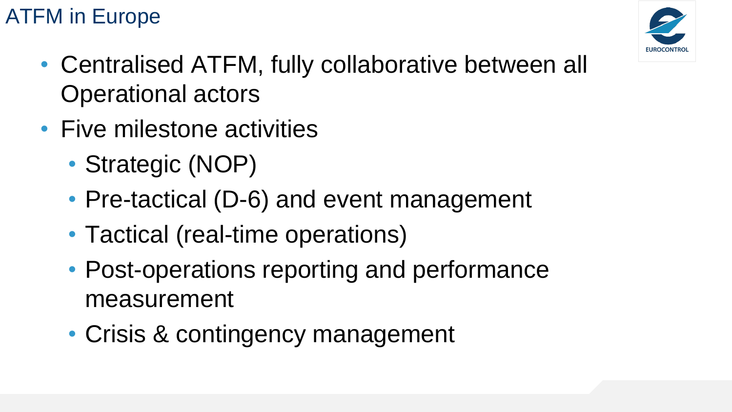# ATFM in Europe

- Centralised ATFM, fully collaborative between all Operational actors
- Five milestone activities
  - Strategic (NOP)
  - Pre-tactical (D-6) and event management
  - Tactical (real-time operations)
  - Post-operations reporting and performance measurement
  - Crisis & contingency management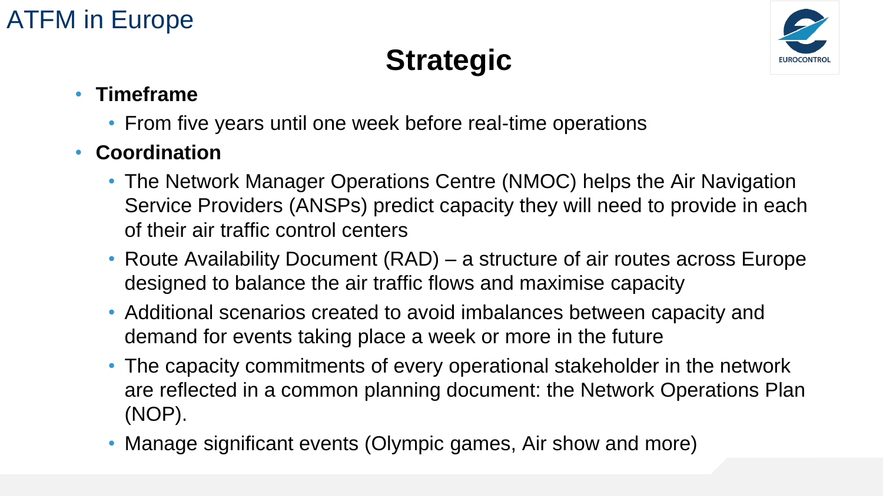ATFM in Europe

# Strategic

- **Timeframe**
  - From five years until one week before real-time operations
- **Coordination**
  - The Network Manager Operations Centre (NMOC) helps the Air Navigation Service Providers (ANSPs) predict capacity they will need to provide in each of their air traffic control centers
  - Route Availability Document (RAD) – a structure of air routes across Europe designed to balance the air traffic flows and maximise capacity
  - Additional scenarios created to avoid imbalances between capacity and demand for events taking place a week or more in the future
  - The capacity commitments of every operational stakeholder in the network are reflected in a common planning document: the Network Operations Plan (NOP).
  - Manage significant events (Olympic games, Air show and more)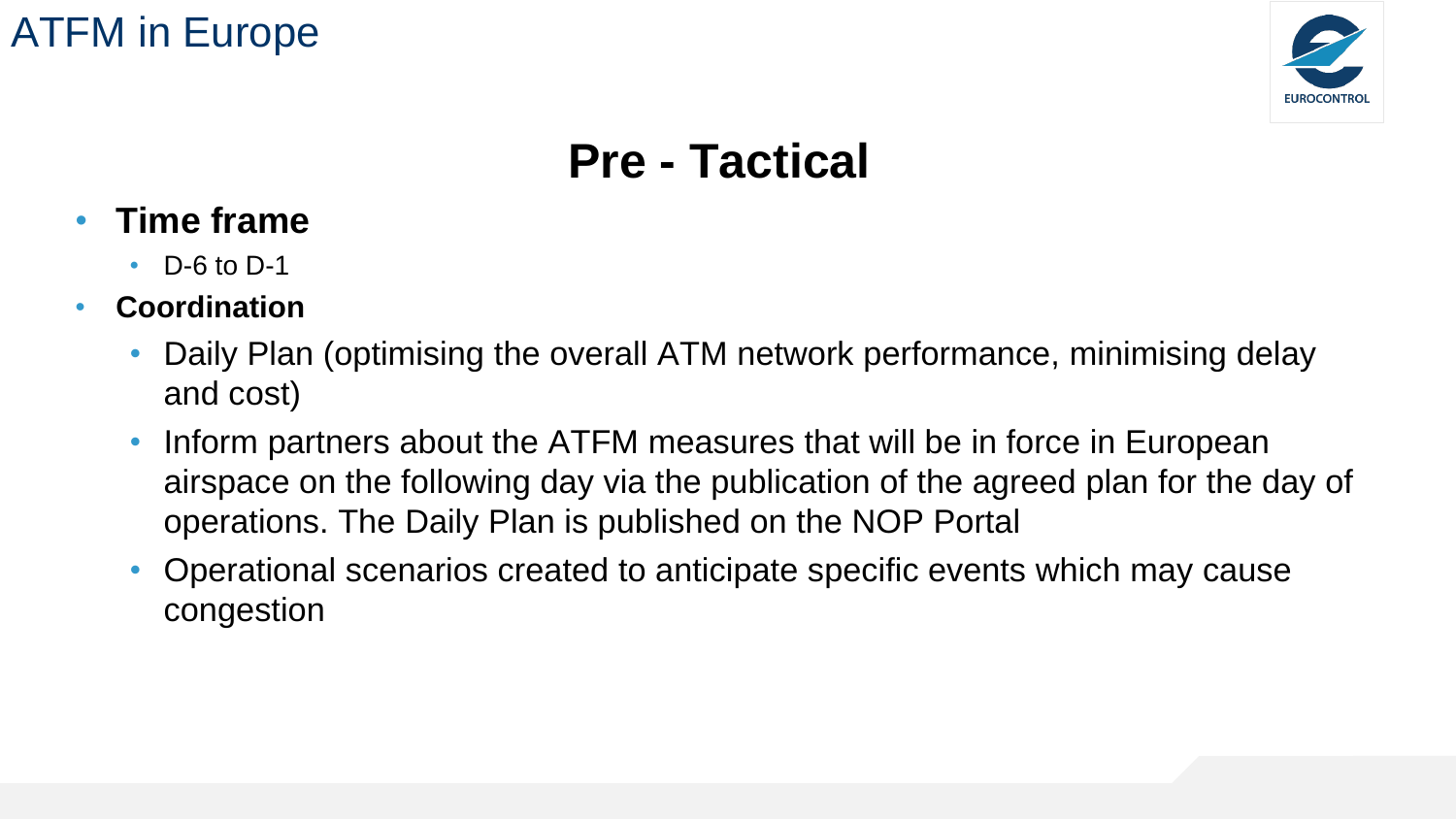# Pre - Tactical

- **Time frame**
  - D-6 to D-1
- **Coordination**
  - Daily Plan (optimising the overall ATM network performance, minimising delay and cost)
  - Inform partners about the ATFM measures that will be in force in European airspace on the following day via the publication of the agreed plan for the day of operations. The Daily Plan is published on the NOP Portal
  - Operational scenarios created to anticipate specific events which may cause congestion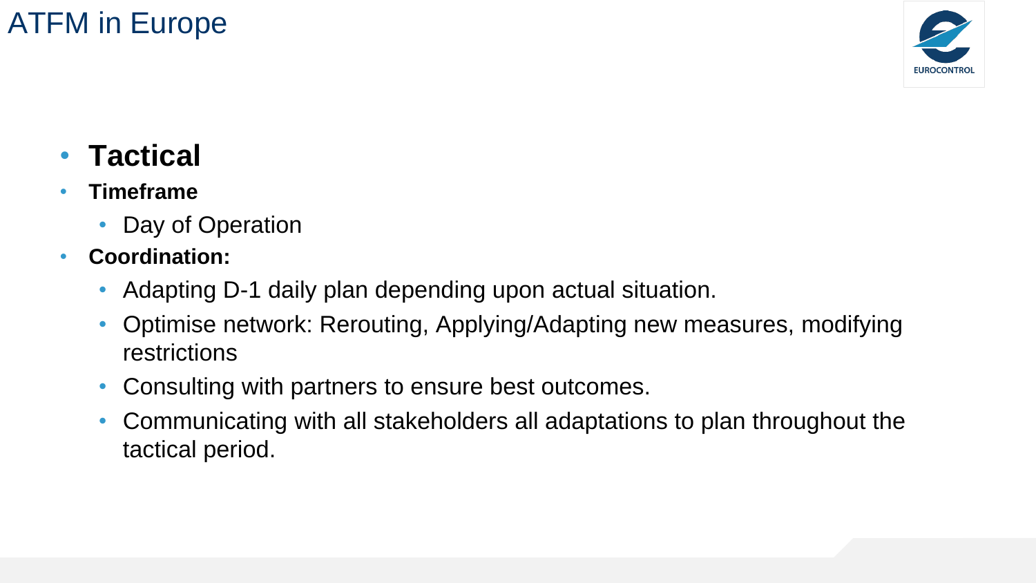# ATFM in Europe

- **Tactical**
- **Timeframe**
  - Day of Operation
- **Coordination:**
  - Adapting D-1 daily plan depending upon actual situation.
  - Optimise network: Rerouting, Applying/Adapting new measures, modifying restrictions
  - Consulting with partners to ensure best outcomes.
  - Communicating with all stakeholders all adaptations to plan throughout the tactical period.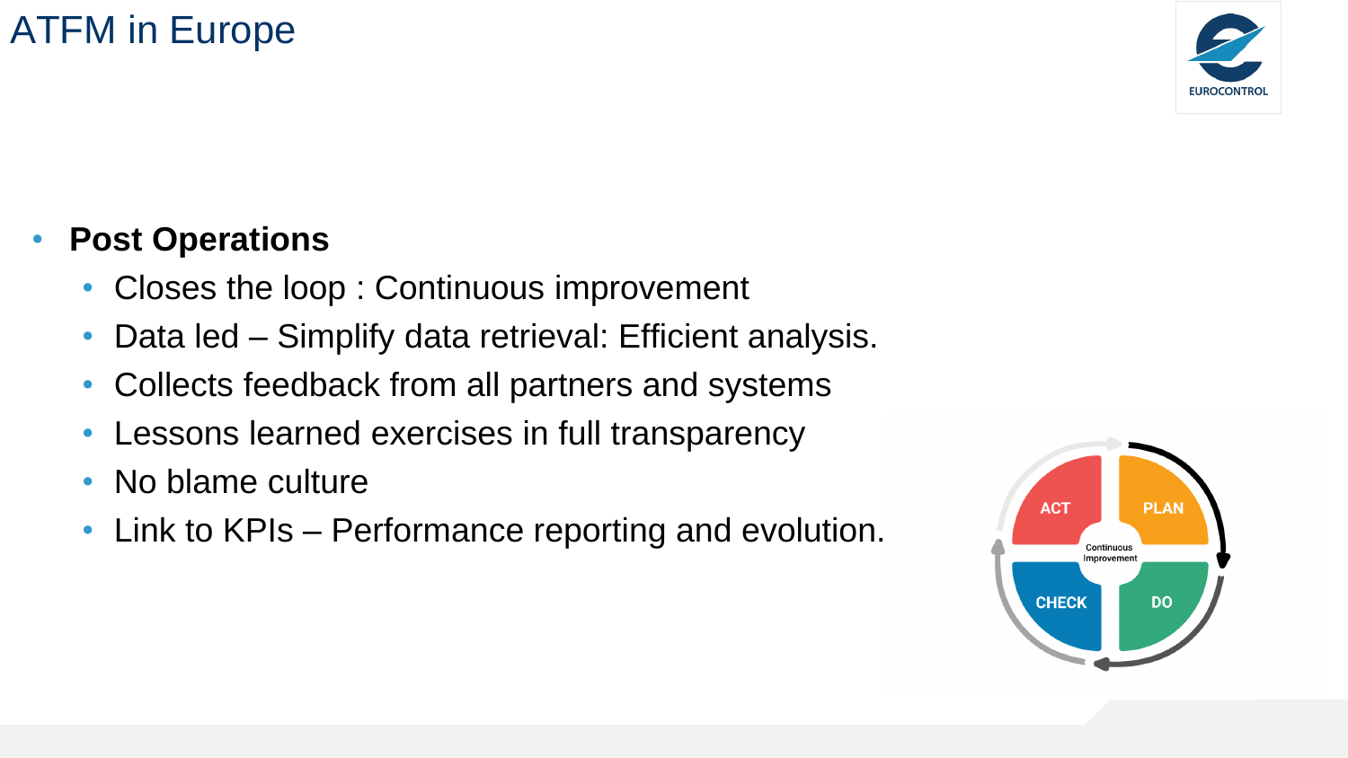# ATFM in Europe

- **Post Operations**
  - Closes the loop : Continuous improvement
  - Data led – Simplify data retrieval: Efficient analysis.
  - Collects feedback from all partners and systems
  - Lessons learned exercises in full transparency
  - No blame culture
  - Link to KPIs – Performance reporting and evolution.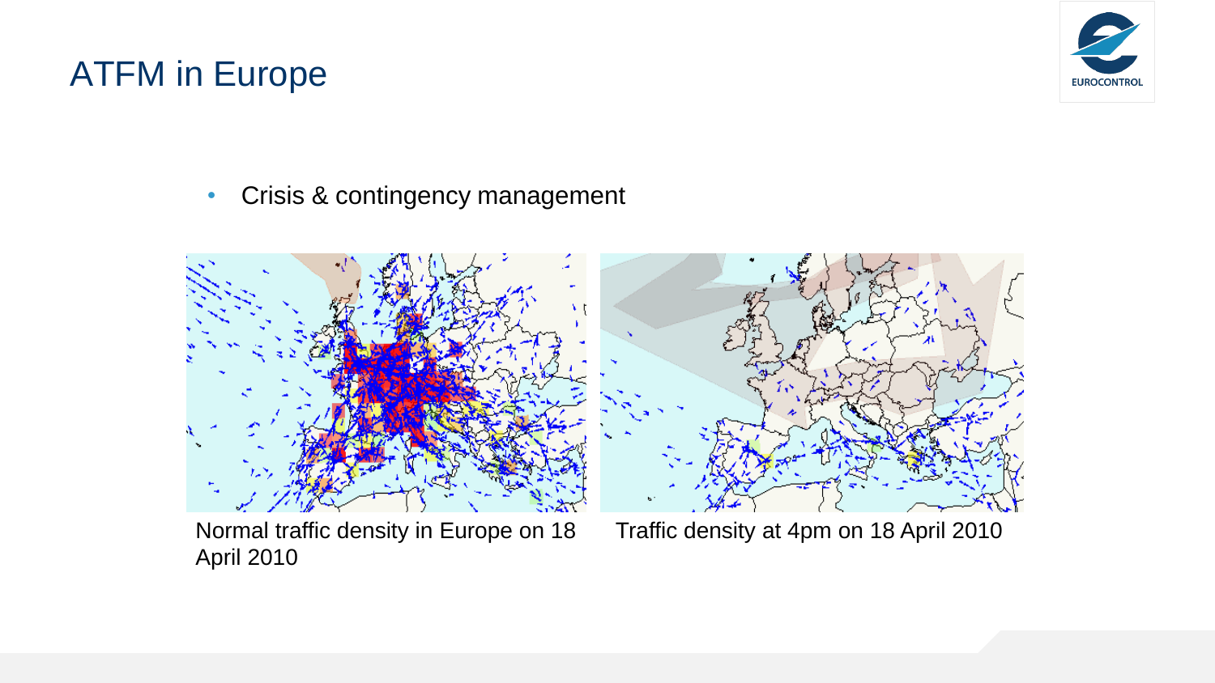# ATFM in Europe

- Crisis & contingency management

Normal traffic density in Europe on 18 April 2010

Traffic density at 4pm on 18 April 2010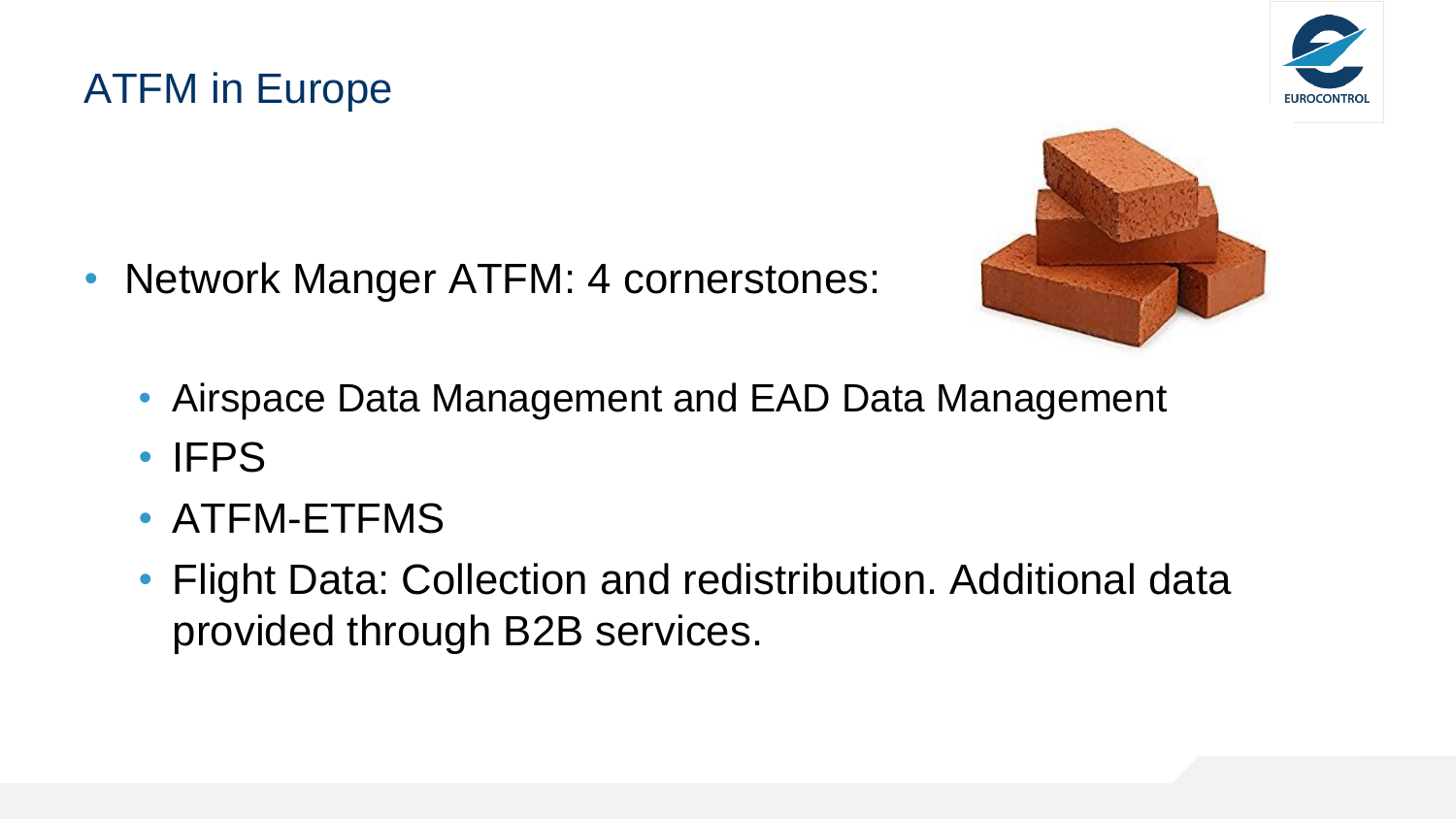# ATFM in Europe

- Network Manger ATFM: 4 cornerstones:
  - Airspace Data Management and EAD Data Management
  - IFPS
  - ATFM-ETFMS
  - Flight Data: Collection and redistribution. Additional data provided through B2B services.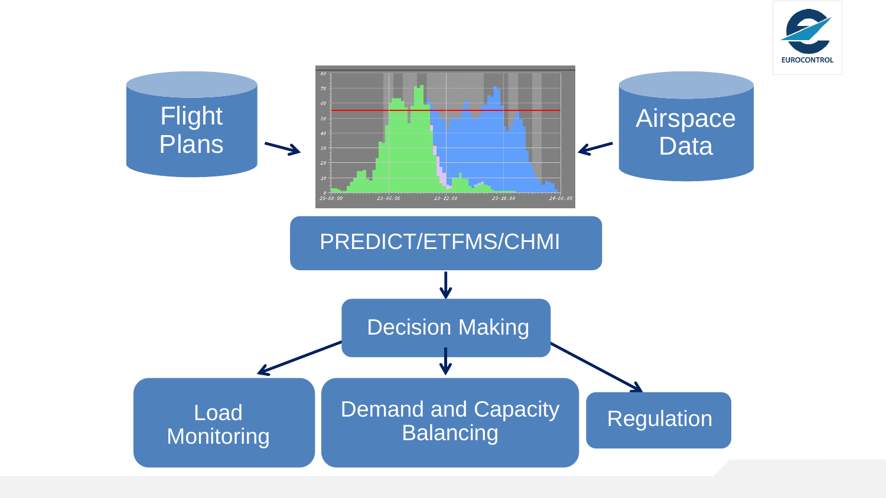Flight Plans

Airspace Data

PREDICT/ETFMS/CHMI

Decision Making

Load Monitoring

Demand and Capacity Balancing

Regulation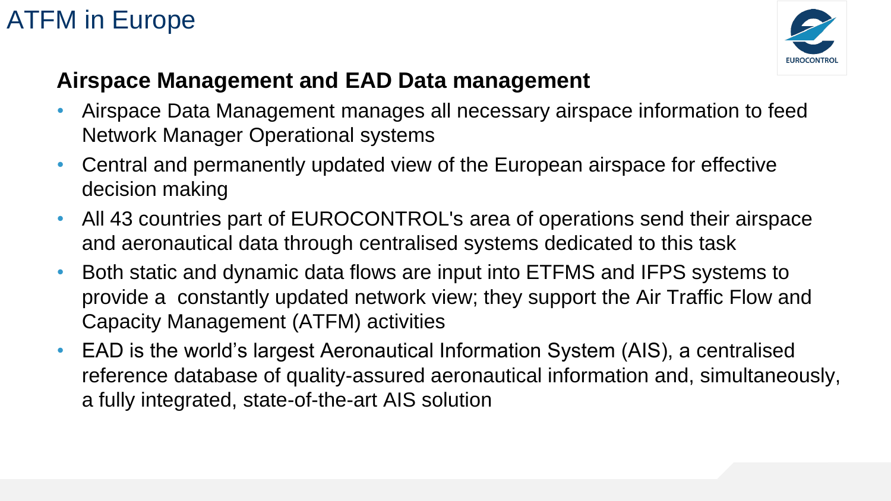# ATFM in Europe

## Airspace Management and EAD Data management

- Airspace Data Management manages all necessary airspace information to feed Network Manager Operational systems
- Central and permanently updated view of the European airspace for effective decision making
- All 43 countries part of EUROCONTROL's area of operations send their airspace and aeronautical data through centralised systems dedicated to this task
- Both static and dynamic data flows are input into ETFMS and IFPS systems to provide a constantly updated network view; they support the Air Traffic Flow and Capacity Management (ATFM) activities
- EAD is the world's largest Aeronautical Information System (AIS), a centralised reference database of quality-assured aeronautical information and, simultaneously, a fully integrated, state-of-the-art AIS solution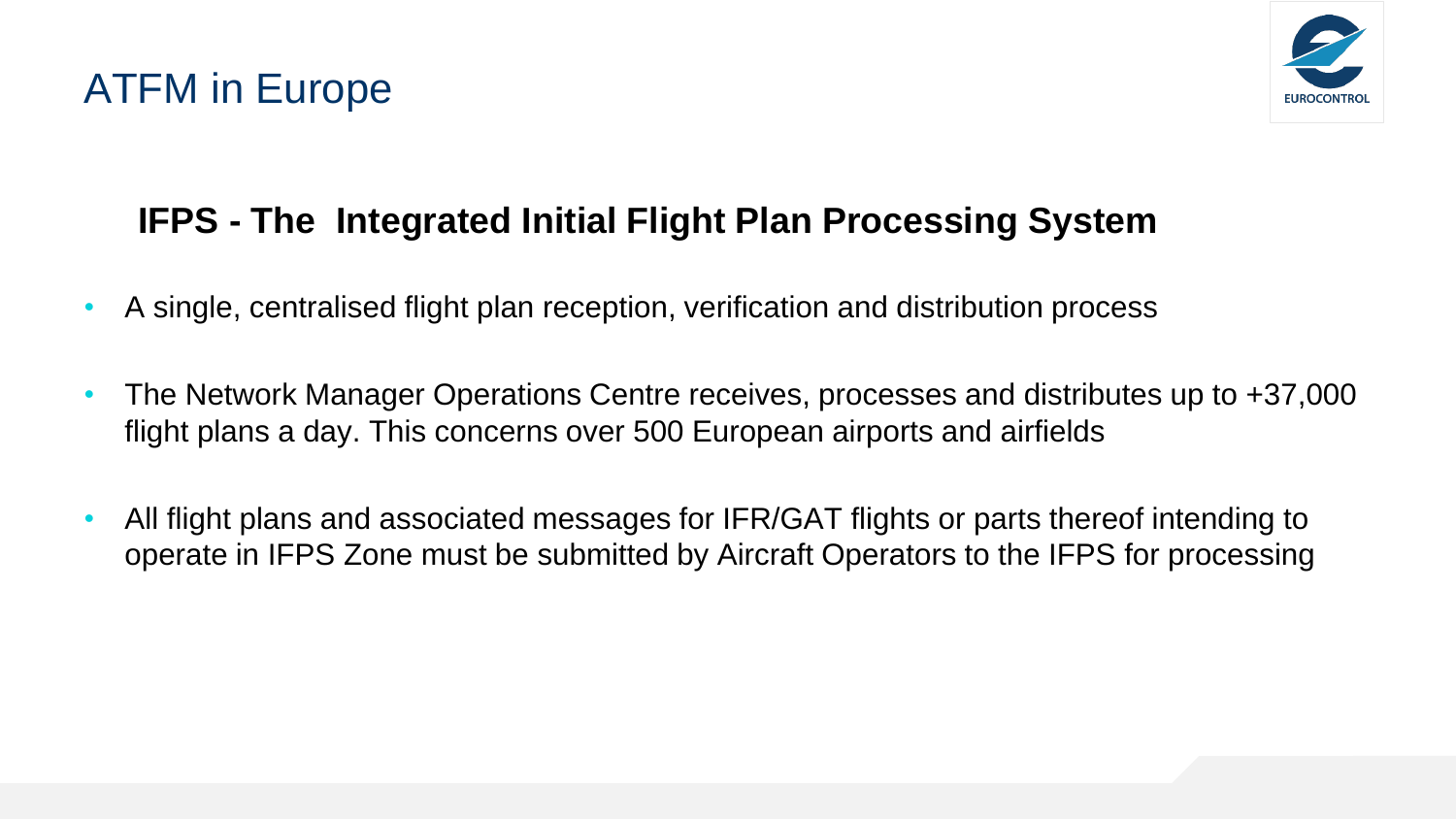# ATFM in Europe

## IFPS - The Integrated Initial Flight Plan Processing System

- A single, centralised flight plan reception, verification and distribution process
- The Network Manager Operations Centre receives, processes and distributes up to +37,000 flight plans a day. This concerns over 500 European airports and airfields
- All flight plans and associated messages for IFR/GAT flights or parts thereof intending to operate in IFPS Zone must be submitted by Aircraft Operators to the IFPS for processing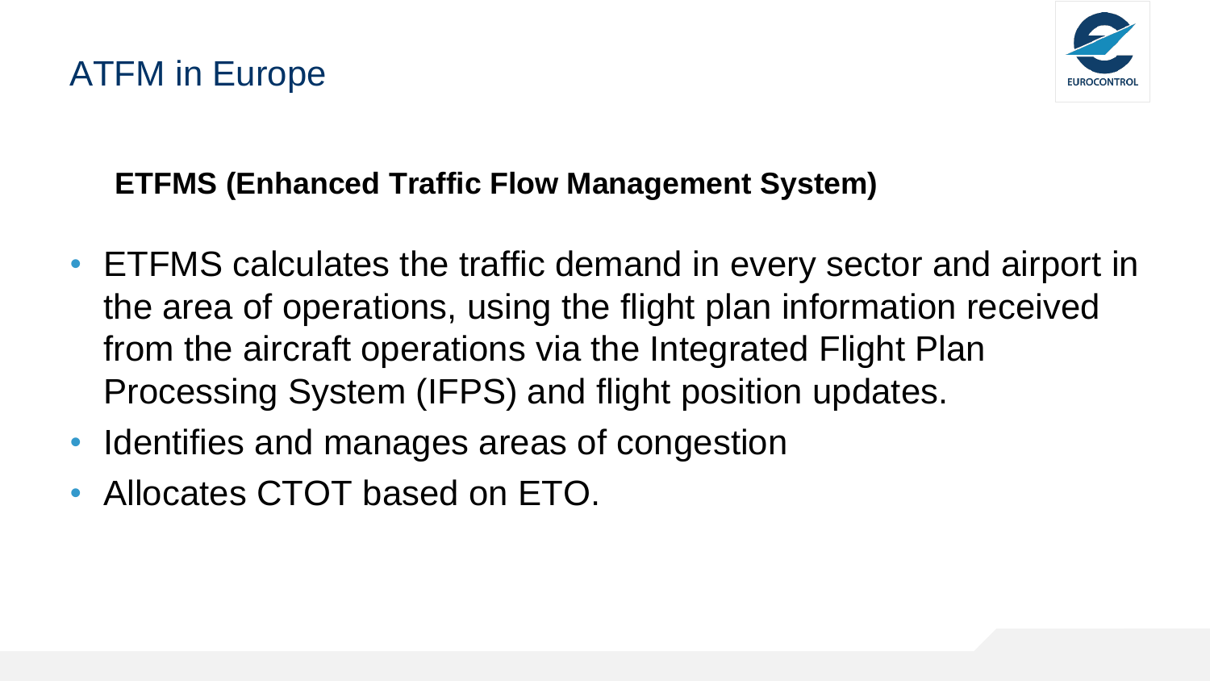# ATFM in Europe

**ETFMS (Enhanced Traffic Flow Management System)**

- ETFMS calculates the traffic demand in every sector and airport in the area of operations, using the flight plan information received from the aircraft operations via the Integrated Flight Plan Processing System (IFPS) and flight position updates.
- Identifies and manages areas of congestion
- Allocates CTOT based on ETO.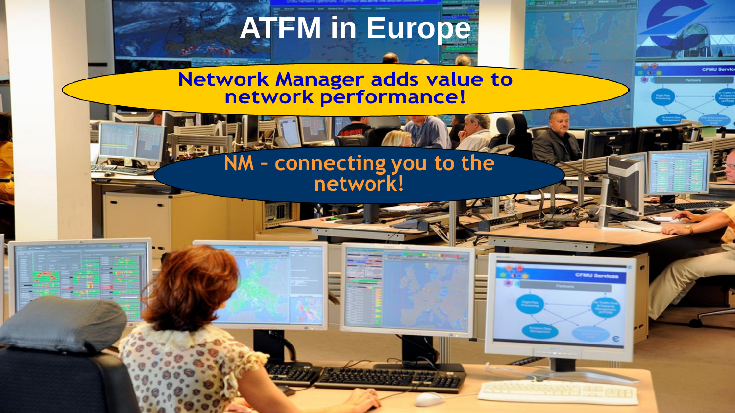# ATFM in Europe

**Network Manager adds value to network performance!**

**NM - connecting you to the network!**